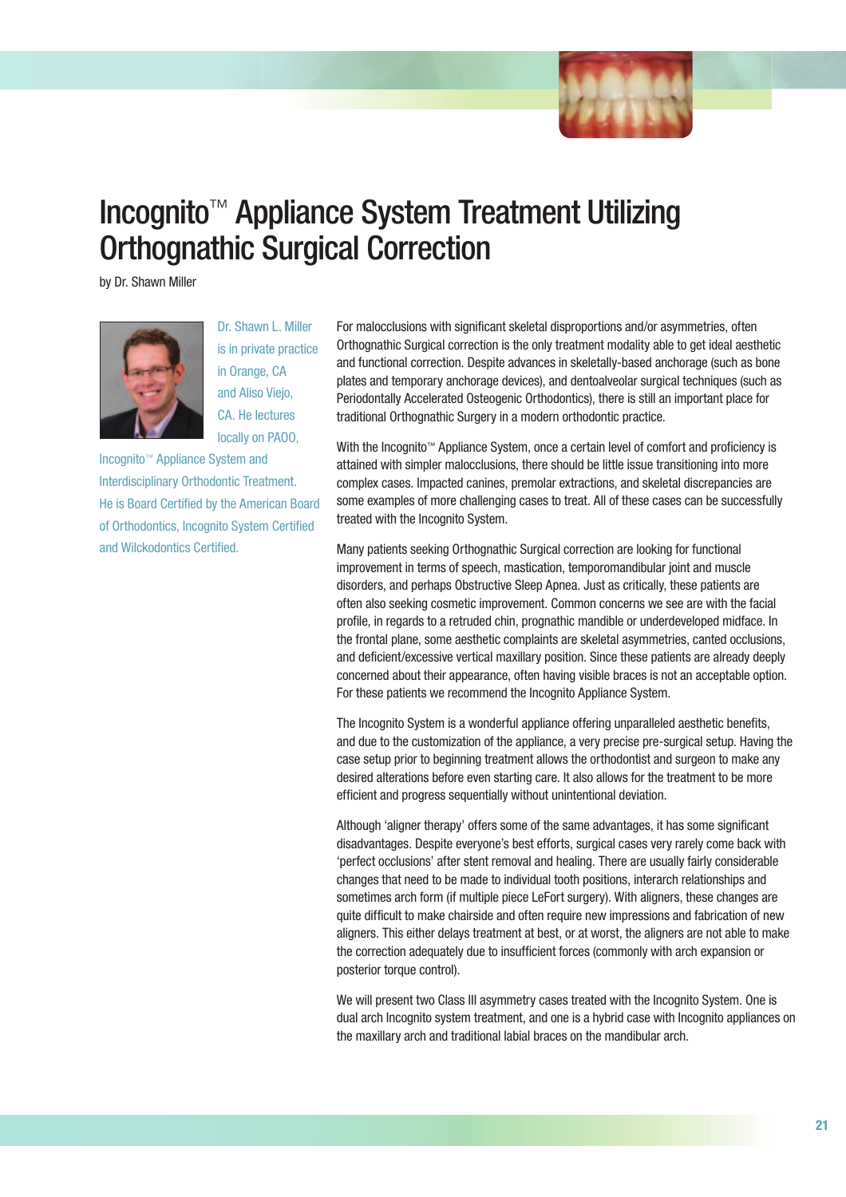# Incognito™ Appliance System Treatment Utilizing Orthognathic Surgical Correction

by Dr. Shawn Miller

Dr. Shawn L. Miller is in private practice in Orange, CA and Aliso Viejo, CA. He lectures locally on PAOO, Incognito™ Appliance System and Interdisciplinary Orthodontic Treatment. He is Board Certified by the American Board of Orthodontics, Incognito System Certified and Wilckodontics Certified.

For malocclusions with significant skeletal disproportions and/or asymmetries, often Orthognathic Surgical correction is the only treatment modality able to get ideal aesthetic and functional correction. Despite advances in skeletally-based anchorage (such as bone plates and temporary anchorage devices), and dentoalveolar surgical techniques (such as Periodontally Accelerated Osteogenic Orthodontics), there is still an important place for traditional Orthognathic Surgery in a modern orthodontic practice.

With the Incognito™ Appliance System, once a certain level of comfort and proficiency is attained with simpler malocclusions, there should be little issue transitioning into more complex cases. Impacted canines, premolar extractions, and skeletal discrepancies are some examples of more challenging cases to treat. All of these cases can be successfully treated with the Incognito System.

Many patients seeking Orthognathic Surgical correction are looking for functional improvement in terms of speech, mastication, temporomandibular joint and muscle disorders, and perhaps Obstructive Sleep Apnea. Just as critically, these patients are often also seeking cosmetic improvement. Common concerns we see are with the facial profile, in regards to a retruded chin, prognathic mandible or underdeveloped midface. In the frontal plane, some aesthetic complaints are skeletal asymmetries, canted occlusions, and deficient/excessive vertical maxillary position. Since these patients are already deeply concerned about their appearance, often having visible braces is not an acceptable option. For these patients we recommend the Incognito Appliance System.

The Incognito System is a wonderful appliance offering unparalleled aesthetic benefits, and due to the customization of the appliance, a very precise pre-surgical setup. Having the case setup prior to beginning treatment allows the orthodontist and surgeon to make any desired alterations before even starting care. It also allows for the treatment to be more efficient and progress sequentially without unintentional deviation.

Although 'aligner therapy' offers some of the same advantages, it has some significant disadvantages. Despite everyone's best efforts, surgical cases very rarely come back with 'perfect occlusions' after stent removal and healing. There are usually fairly considerable changes that need to be made to individual tooth positions, interarch relationships and sometimes arch form (if multiple piece LeFort surgery). With aligners, these changes are quite difficult to make chairside and often require new impressions and fabrication of new aligners. This either delays treatment at best, or at worst, the aligners are not able to make the correction adequately due to insufficient forces (commonly with arch expansion or posterior torque control).

We will present two Class III asymmetry cases treated with the Incognito System. One is dual arch Incognito system treatment, and one is a hybrid case with Incognito appliances on the maxillary arch and traditional labial braces on the mandibular arch.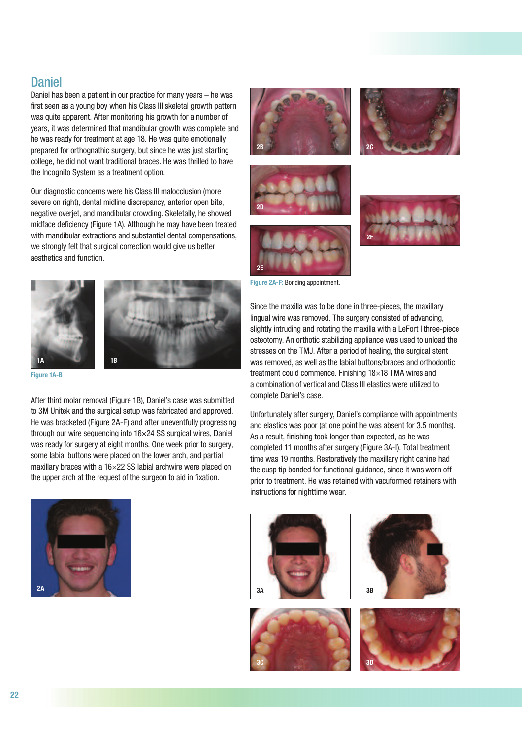## Daniel

Daniel has been a patient in our practice for many years – he was first seen as a young boy when his Class III skeletal growth pattern was quite apparent. After monitoring his growth for a number of years, it was determined that mandibular growth was complete and he was ready for treatment at age 18. He was quite emotionally prepared for orthognathic surgery, but since he was just starting college, he did not want traditional braces. He was thrilled to have the Incognito System as a treatment option.

Our diagnostic concerns were his Class III malocclusion (more severe on right), dental midline discrepancy, anterior open bite, negative overjet, and mandibular crowding. Skeletally, he showed midface deficiency (Figure 1A). Although he may have been treated with mandibular extractions and substantial dental compensations, we strongly felt that surgical correction would give us better aesthetics and function.

**Figure 1A-B**

After third molar removal (Figure 1B), Daniel's case was submitted to 3M Unitek and the surgical setup was fabricated and approved. He was bracketed (Figure 2A-F) and after uneventfully progressing through our wire sequencing into 16×24 SS surgical wires, Daniel was ready for surgery at eight months. One week prior to surgery, some labial buttons were placed on the lower arch, and partial maxillary braces with a 16×22 SS labial archwire were placed on the upper arch at the request of the surgeon to aid in fixation.

**Figure 2A-F:** Bonding appointment.

Since the maxilla was to be done in three-pieces, the maxillary lingual wire was removed. The surgery consisted of advancing, slightly intruding and rotating the maxilla with a LeFort I three-piece osteotomy. An orthotic stabilizing appliance was used to unload the stresses on the TMJ. After a period of healing, the surgical stent was removed, as well as the labial buttons/braces and orthodontic treatment could commence. Finishing 18×18 TMA wires and a combination of vertical and Class III elastics were utilized to complete Daniel's case.

Unfortunately after surgery, Daniel's compliance with appointments and elastics was poor (at one point he was absent for 3.5 months). As a result, finishing took longer than expected, as he was completed 11 months after surgery (Figure 3A-I). Total treatment time was 19 months. Restoratively the maxillary right canine had the cusp tip bonded for functional guidance, since it was worn off prior to treatment. He was retained with vacuformed retainers with instructions for nighttime wear.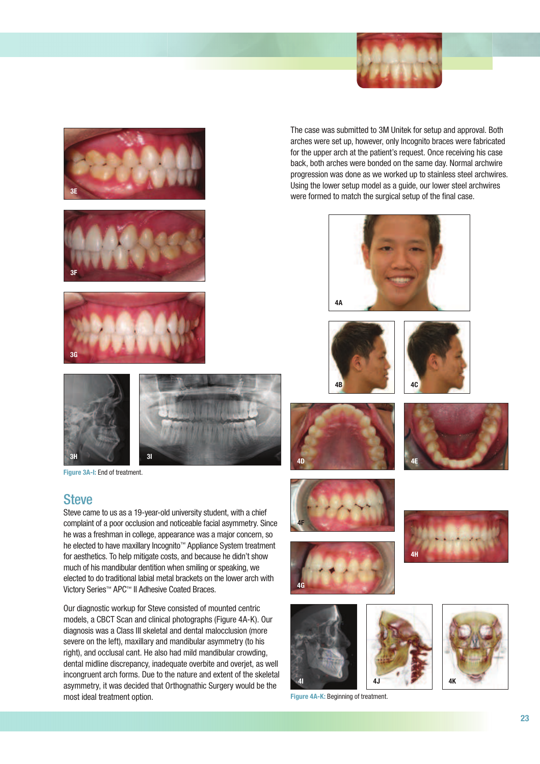Figure 3A-I: End of treatment.

## Steve

Steve came to us as a 19-year-old university student, with a chief complaint of a poor occlusion and noticeable facial asymmetry. Since he was a freshman in college, appearance was a major concern, so he elected to have maxillary Incognito™ Appliance System treatment for aesthetics. To help mitigate costs, and because he didn't show much of his mandibular dentition when smiling or speaking, we elected to do traditional labial metal brackets on the lower arch with Victory Series™ APC™ II Adhesive Coated Braces.

Our diagnostic workup for Steve consisted of mounted centric models, a CBCT Scan and clinical photographs (Figure 4A-K). Our diagnosis was a Class III skeletal and dental malocclusion (more severe on the left), maxillary and mandibular asymmetry (to his right), and occlusal cant. He also had mild mandibular crowding, dental midline discrepancy, inadequate overbite and overjet, as well as incongruent arch forms. Due to the nature and extent of the skeletal asymmetry, it was decided that Orthognathic Surgery would be the most ideal treatment option.

The case was submitted to 3M Unitek for setup and approval. Both arches were set up, however, only Incognito braces were fabricated for the upper arch at the patient's request. Once receiving his case back, both arches were bonded on the same day. Normal archwire progression was done as we worked up to stainless steel archwires. Using the lower setup model as a guide, our lower steel archwires were formed to match the surgical setup of the final case.

Figure 4A-K: Beginning of treatment.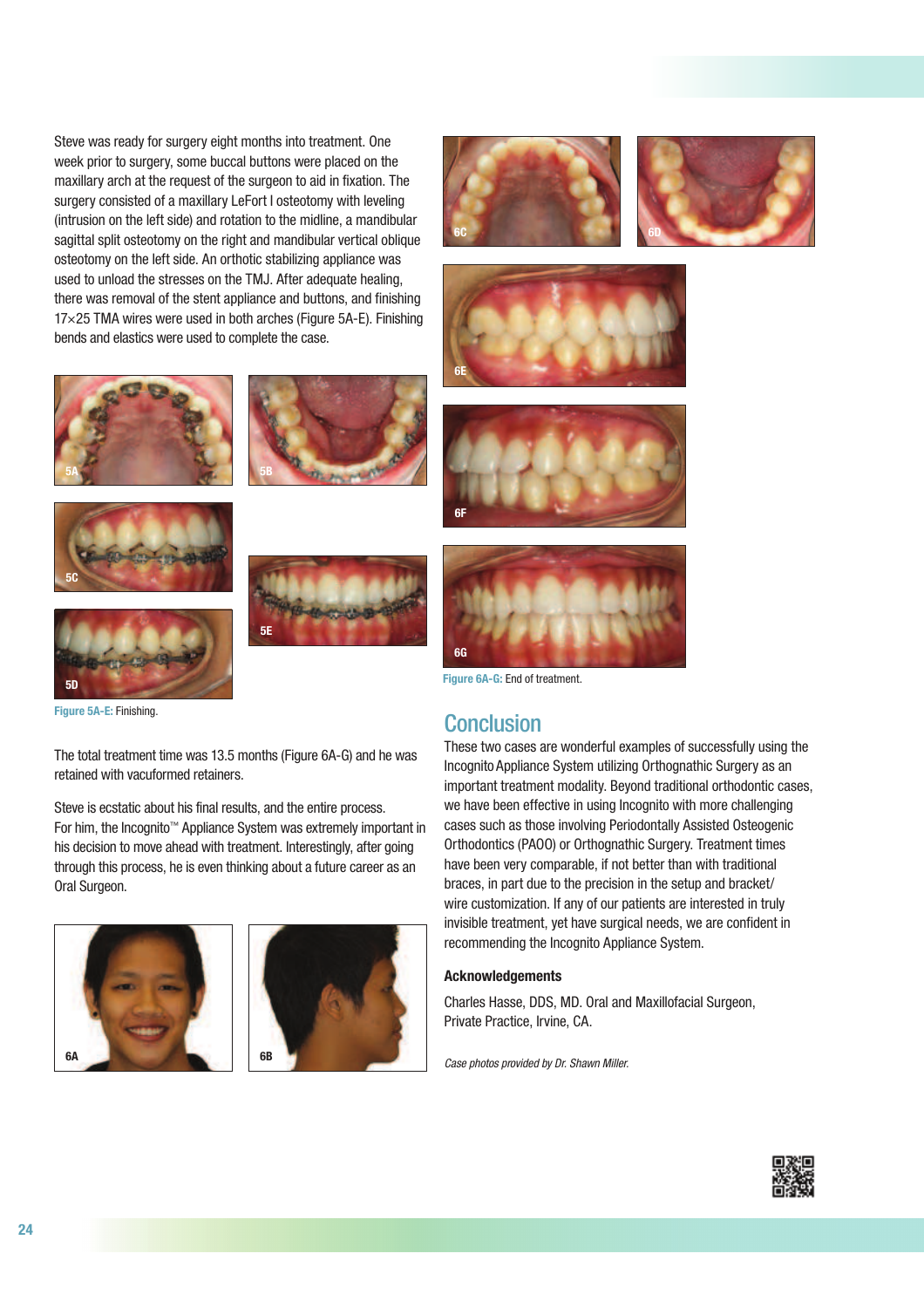Steve was ready for surgery eight months into treatment. One week prior to surgery, some buccal buttons were placed on the maxillary arch at the request of the surgeon to aid in fixation. The surgery consisted of a maxillary LeFort I osteotomy with leveling (intrusion on the left side) and rotation to the midline, a mandibular sagittal split osteotomy on the right and mandibular vertical oblique osteotomy on the left side. An orthotic stabilizing appliance was used to unload the stresses on the TMJ. After adequate healing, there was removal of the stent appliance and buttons, and finishing 17×25 TMA wires were used in both arches (Figure 5A-E). Finishing bends and elastics were used to complete the case.

5A

5B

5C

5D

5E

**Figure 5A-E:** Finishing.

The total treatment time was 13.5 months (Figure 6A-G) and he was retained with vacuformed retainers.

Steve is ecstatic about his final results, and the entire process. For him, the Incognito™ Appliance System was extremely important in his decision to move ahead with treatment. Interestingly, after going through this process, he is even thinking about a future career as an Oral Surgeon.

6A

6B

6C

6D

6E

6F

6G

**Figure 6A-G:** End of treatment.

## Conclusion

These two cases are wonderful examples of successfully using the Incognito Appliance System utilizing Orthognathic Surgery as an important treatment modality. Beyond traditional orthodontic cases, we have been effective in using Incognito with more challenging cases such as those involving Periodontally Assisted Osteogenic Orthodontics (PAOO) or Orthognathic Surgery. Treatment times have been very comparable, if not better than with traditional braces, in part due to the precision in the setup and bracket/wire customization. If any of our patients are interested in truly invisible treatment, yet have surgical needs, we are confident in recommending the Incognito Appliance System.

### Acknowledgements

Charles Hasse, DDS, MD. Oral and Maxillofacial Surgeon, Private Practice, Irvine, CA.

*Case photos provided by Dr. Shawn Miller.*